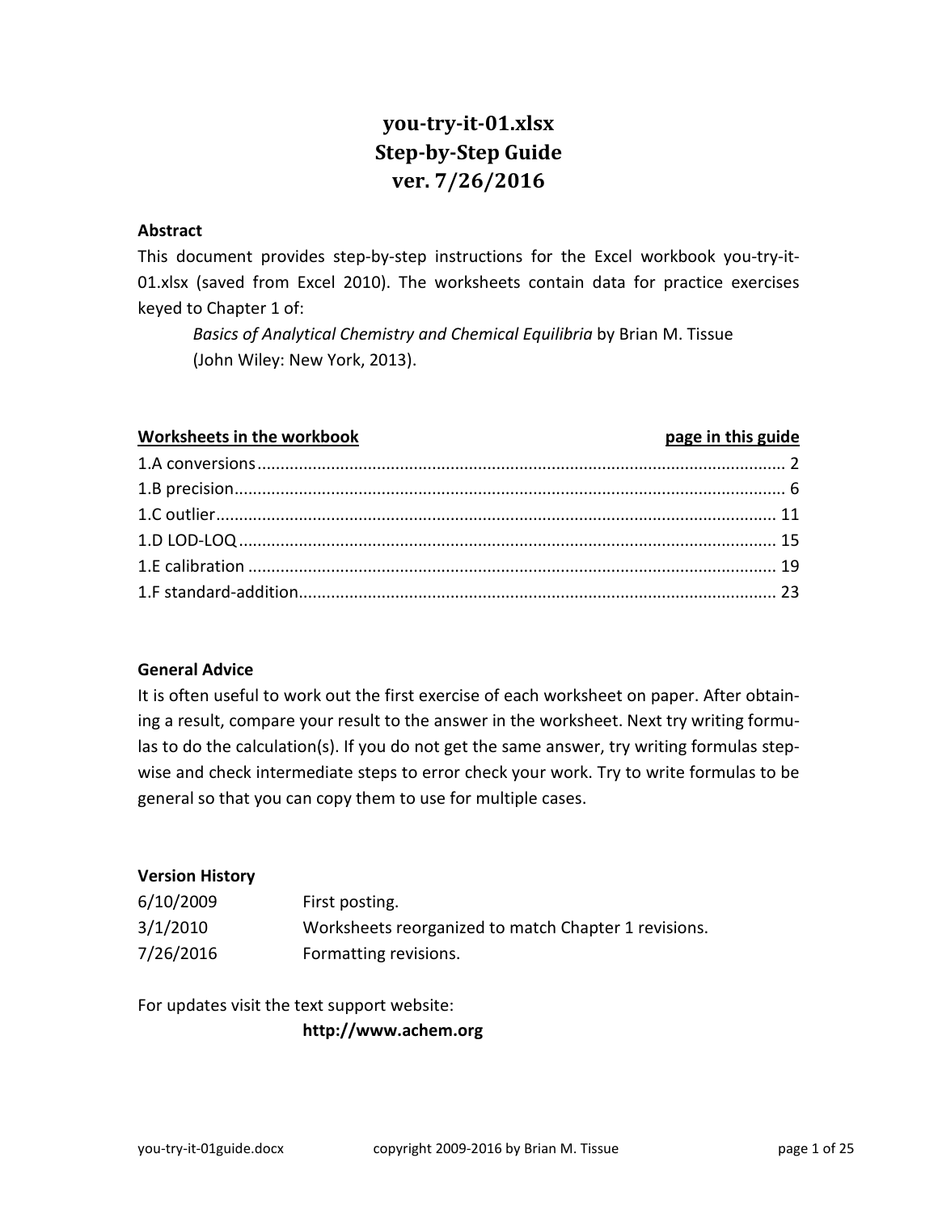# you-try-it-01.xlsx
# Step-by-Step Guide
# ver. 7/26/2016

**Abstract**

This document provides step-by-step instructions for the Excel workbook you-try-it-01.xlsx (saved from Excel 2010). The worksheets contain data for practice exercises keyed to Chapter 1 of:

> *Basics of Analytical Chemistry and Chemical Equilibria* by Brian M. Tissue
> (John Wiley: New York, 2013).

| **Worksheets in the workbook** | **page in this guide** |
|---|---|
| 1.A conversions | 2 |
| 1.B precision | 6 |
| 1.C outlier | 11 |
| 1.D LOD-LOQ | 15 |
| 1.E calibration | 19 |
| 1.F standard-addition | 23 |

**General Advice**

It is often useful to work out the first exercise of each worksheet on paper. After obtaining a result, compare your result to the answer in the worksheet. Next try writing formulas to do the calculation(s). If you do not get the same answer, try writing formulas stepwise and check intermediate steps to error check your work. Try to write formulas to be general so that you can copy them to use for multiple cases.

**Version History**

| | |
|---|---|
| 6/10/2009 | First posting. |
| 3/1/2010 | Worksheets reorganized to match Chapter 1 revisions. |
| 7/26/2016 | Formatting revisions. |

For updates visit the text support website:

**http://www.achem.org**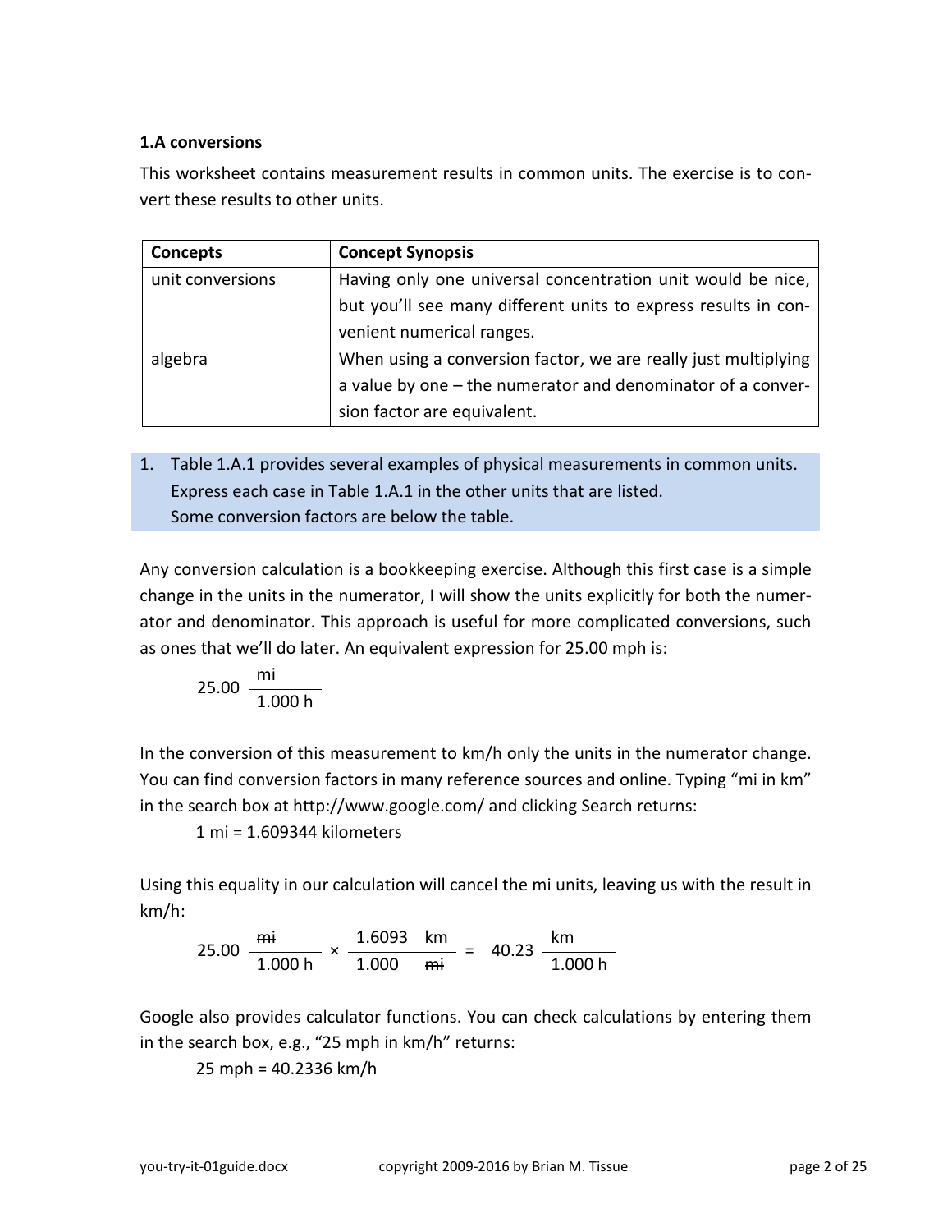### 1.A conversions

This worksheet contains measurement results in common units. The exercise is to convert these results to other units.

| Concepts | Concept Synopsis |
| --- | --- |
| unit conversions | Having only one universal concentration unit would be nice, but you'll see many different units to express results in convenient numerical ranges. |
| algebra | When using a conversion factor, we are really just multiplying a value by one – the numerator and denominator of a conversion factor are equivalent. |

1. Table 1.A.1 provides several examples of physical measurements in common units. Express each case in Table 1.A.1 in the other units that are listed.
   Some conversion factors are below the table.

Any conversion calculation is a bookkeeping exercise. Although this first case is a simple change in the units in the numerator, I will show the units explicitly for both the numerator and denominator. This approach is useful for more complicated conversions, such as ones that we'll do later. An equivalent expression for 25.00 mph is:

$$25.00 \ \frac{\text{mi}}{1.000 \text{ h}}$$

In the conversion of this measurement to km/h only the units in the numerator change. You can find conversion factors in many reference sources and online. Typing "mi in km" in the search box at http://www.google.com/ and clicking Search returns:

1 mi = 1.609344 kilometers

Using this equality in our calculation will cancel the mi units, leaving us with the result in km/h:

$$25.00 \ \frac{\cancel{\text{mi}}}{1.000 \text{ h}} \times \frac{1.6093 \ \text{km}}{1.000 \ \cancel{\text{mi}}} = 40.23 \ \frac{\text{km}}{1.000 \text{ h}}$$

Google also provides calculator functions. You can check calculations by entering them in the search box, e.g., "25 mph in km/h" returns:

25 mph = 40.2336 km/h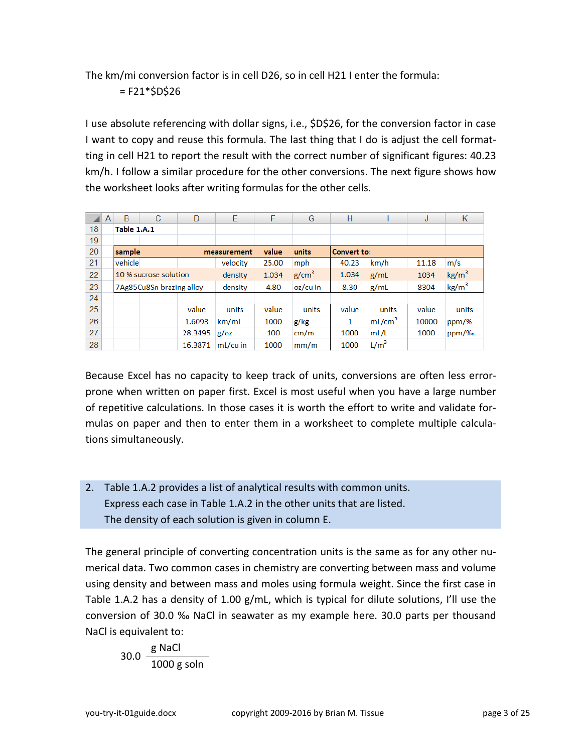The km/mi conversion factor is in cell D26, so in cell H21 I enter the formula:

= F21*$D$26

I use absolute referencing with dollar signs, i.e., $D$26, for the conversion factor in case I want to copy and reuse this formula. The last thing that I do is adjust the cell formatting in cell H21 to report the result with the correct number of significant figures: 40.23 km/h. I follow a similar procedure for the other conversions. The next figure shows how the worksheet looks after writing formulas for the other cells.

| | A | B | C | D | E | F | G | H | I | J | K |
|---|---|---|---|---|---|---|---|---|---|---|---|
| 18 | | **Table 1.A.1** | | | | | | | | | |
| 19 | | | | | | | | | | | |
| 20 | | **sample** | | | **measurement** | **value** | **units** | **Convert to:** | | | |
| 21 | | vehicle | | | velocity | 25.00 | mph | 40.23 | km/h | 11.18 | m/s |
| 22 | | 10 % sucrose solution | | | density | 1.034 | g/cm$^3$ | 1.034 | g/mL | 1034 | kg/m$^3$ |
| 23 | | 7Ag85Cu8Sn brazing alloy | | | density | 4.80 | oz/cu in | 8.30 | g/mL | 8304 | kg/m$^3$ |
| 24 | | | | | | | | | | | |
| 25 | | | | value | units | value | units | value | units | value | units |
| 26 | | | | 1.6093 | km/mi | 1000 | g/kg | 1 | mL/cm$^3$ | 10000 | ppm/% |
| 27 | | | | 28.3495 | g/oz | 100 | cm/m | 1000 | mL/L | 1000 | ppm/‰ |
| 28 | | | | 16.3871 | mL/cu in | 1000 | mm/m | 1000 | L/m$^3$ | | |

Because Excel has no capacity to keep track of units, conversions are often less error-prone when written on paper first. Excel is most useful when you have a large number of repetitive calculations. In those cases it is worth the effort to write and validate formulas on paper and then to enter them in a worksheet to complete multiple calculations simultaneously.

2. Table 1.A.2 provides a list of analytical results with common units.
   Express each case in Table 1.A.2 in the other units that are listed.
   The density of each solution is given in column E.

The general principle of converting concentration units is the same as for any other numerical data. Two common cases in chemistry are converting between mass and volume using density and between mass and moles using formula weight. Since the first case in Table 1.A.2 has a density of 1.00 g/mL, which is typical for dilute solutions, I'll use the conversion of 30.0 ‰ NaCl in seawater as my example here. 30.0 parts per thousand NaCl is equivalent to:

$$30.0\ \frac{\text{g NaCl}}{1000\ \text{g soln}}$$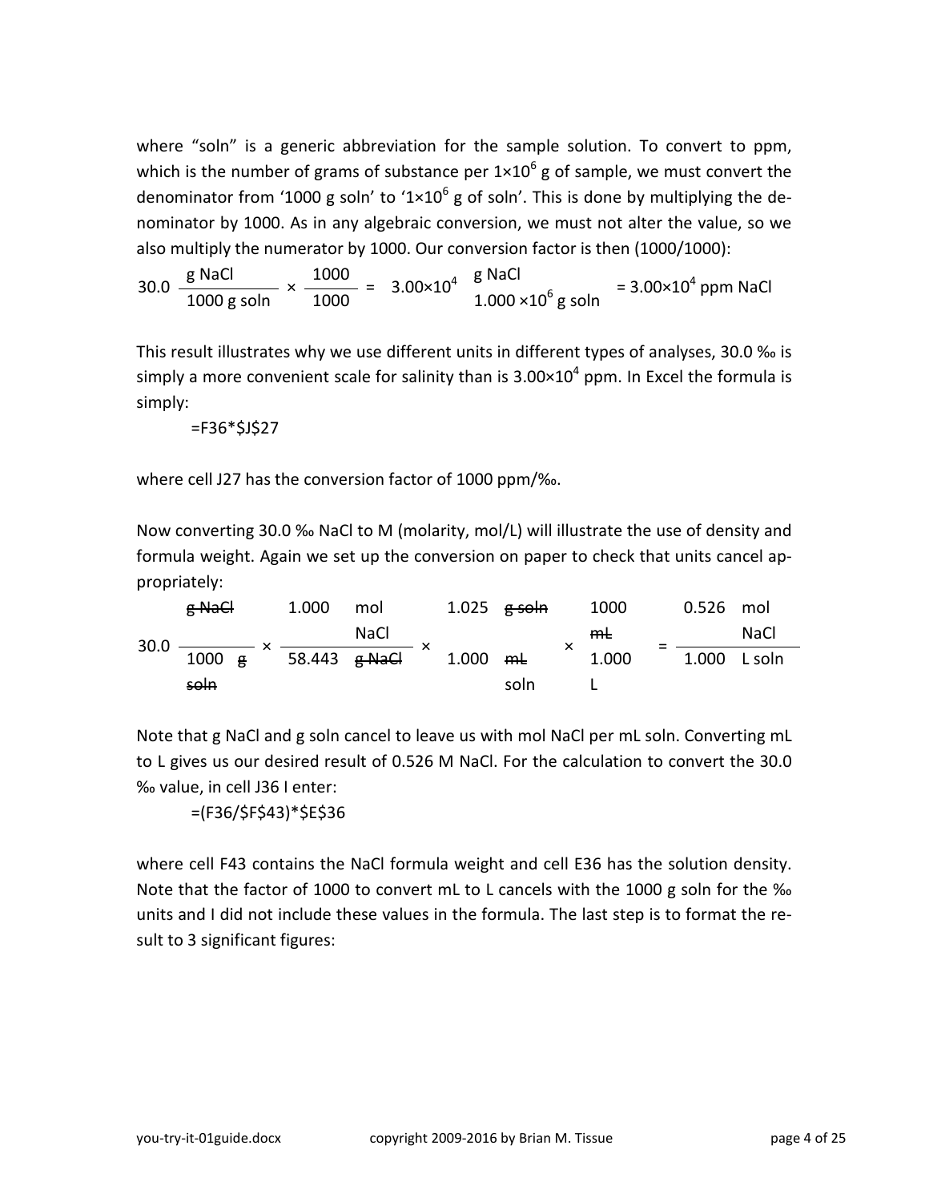where "soln" is a generic abbreviation for the sample solution. To convert to ppm, which is the number of grams of substance per $1 \times 10^6$ g of sample, we must convert the denominator from '1000 g soln' to '$1 \times 10^6$ g of soln'. This is done by multiplying the denominator by 1000. As in any algebraic conversion, we must not alter the value, so we also multiply the numerator by 1000. Our conversion factor is then (1000/1000):

$$30.0 \; \frac{\text{g NaCl}}{1000 \text{ g soln}} \times \frac{1000}{1000} = 3.00 \times 10^4 \; \frac{\text{g NaCl}}{1.000 \times 10^6 \text{ g soln}} = 3.00 \times 10^4 \text{ ppm NaCl}$$

This result illustrates why we use different units in different types of analyses, 30.0 ‰ is simply a more convenient scale for salinity than is $3.00 \times 10^4$ ppm. In Excel the formula is simply:

```
=F36*$J$27
```

where cell J27 has the conversion factor of 1000 ppm/‰.

Now converting 30.0 ‰ NaCl to M (molarity, mol/L) will illustrate the use of density and formula weight. Again we set up the conversion on paper to check that units cancel appropriately:

$$30.0 \; \frac{\cancel{\text{g NaCl}}}{1000 \; \cancel{\text{g soln}}} \times \frac{1.000 \text{ mol NaCl}}{58.443 \; \cancel{\text{g NaCl}}} \times \frac{1.025 \; \cancel{\text{g soln}}}{1.000 \; \cancel{\text{mL}} \text{ soln}} \times \frac{1000 \; \cancel{\text{mL}}}{1.000 \text{ L}} = \frac{0.526 \text{ mol NaCl}}{1.000 \text{ L soln}}$$

Note that g NaCl and g soln cancel to leave us with mol NaCl per mL soln. Converting mL to L gives us our desired result of 0.526 M NaCl. For the calculation to convert the 30.0 ‰ value, in cell J36 I enter:

```
=(F36/$F$43)*$E$36
```

where cell F43 contains the NaCl formula weight and cell E36 has the solution density. Note that the factor of 1000 to convert mL to L cancels with the 1000 g soln for the ‰ units and I did not include these values in the formula. The last step is to format the result to 3 significant figures: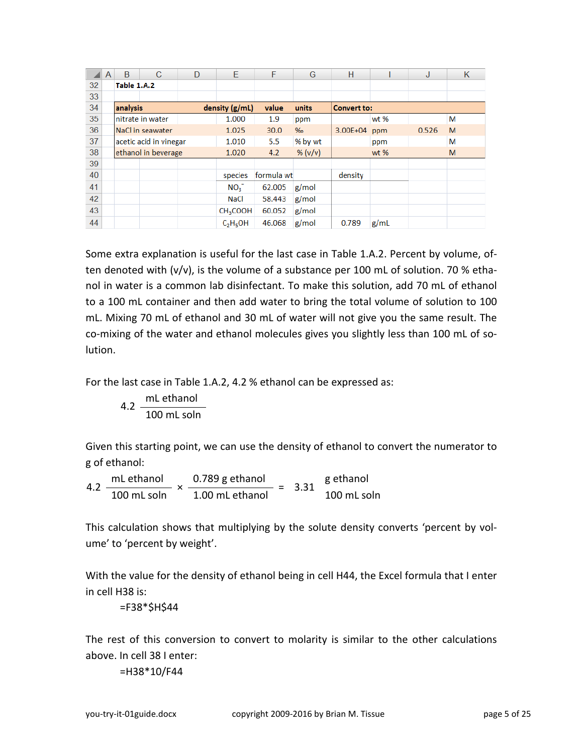| | A | B | C | D | E | F | G | H | I | J | K |
|---|---|---|---|---|---|---|---|---|---|---|---|
| 32 | | **Table 1.A.2** | | | | | | | | | |
| 33 | | | | | | | | | | | |
| 34 | | **analysis** | | | **density (g/mL)** | **value** | **units** | **Convert to:** | | | |
| 35 | | nitrate in water | | | 1.000 | 1.9 | ppm | | wt % | | M |
| 36 | | NaCl in seawater | | | 1.025 | 30.0 | ‰ | 3.00E+04 | ppm | 0.526 | M |
| 37 | | acetic acid in vinegar | | | 1.010 | 5.5 | % by wt | | ppm | | M |
| 38 | | ethanol in beverage | | | 1.020 | 4.2 | % (v/v) | | wt % | | M |
| 39 | | | | | | | | | | | |
| 40 | | | | | species | formula wt | | density | | | |
| 41 | | | | | $NO_3^-$ | 62.005 | g/mol | | | | |
| 42 | | | | | NaCl | 58.443 | g/mol | | | | |
| 43 | | | | | $CH_3COOH$ | 60.052 | g/mol | | | | |
| 44 | | | | | $C_2H_5OH$ | 46.068 | g/mol | 0.789 | g/mL | | |

Some extra explanation is useful for the last case in Table 1.A.2. Percent by volume, often denoted with (v/v), is the volume of a substance per 100 mL of solution. 70 % ethanol in water is a common lab disinfectant. To make this solution, add 70 mL of ethanol to a 100 mL container and then add water to bring the total volume of solution to 100 mL. Mixing 70 mL of ethanol and 30 mL of water will not give you the same result. The co-mixing of the water and ethanol molecules gives you slightly less than 100 mL of solution.

For the last case in Table 1.A.2, 4.2 % ethanol can be expressed as:

$$4.2 \ \frac{\text{mL ethanol}}{\text{100 mL soln}}$$

Given this starting point, we can use the density of ethanol to convert the numerator to g of ethanol:

$$4.2 \ \frac{\text{mL ethanol}}{\text{100 mL soln}} \times \frac{\text{0.789 g ethanol}}{\text{1.00 mL ethanol}} = 3.31 \ \frac{\text{g ethanol}}{\text{100 mL soln}}$$

This calculation shows that multiplying by the solute density converts 'percent by volume' to 'percent by weight'.

With the value for the density of ethanol being in cell H44, the Excel formula that I enter in cell H38 is:

```
=F38*$H$44
```

The rest of this conversion to convert to molarity is similar to the other calculations above. In cell 38 I enter:

```
=H38*10/F44
```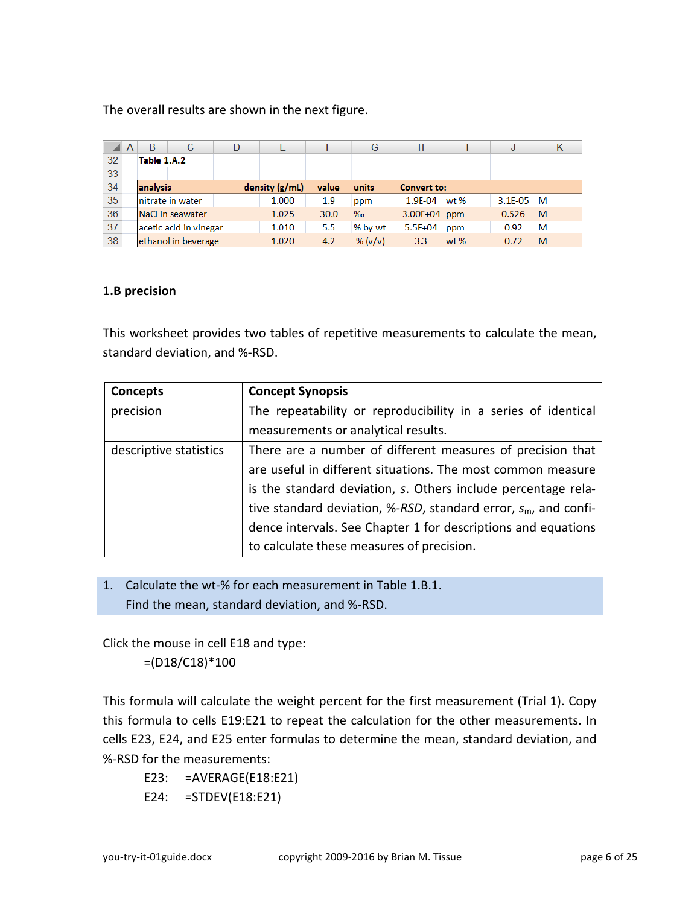The overall results are shown in the next figure.

| | A | B | C | D | E | F | G | H | I | J | K |
|---|---|---|---|---|---|---|---|---|---|---|---|
| 32 | | Table 1.A.2 | | | | | | | | | |
| 33 | | | | | | | | | | | |
| 34 | | analysis | | density (g/mL) | | value | units | Convert to: | | | |
| 35 | | nitrate in water | | | 1.000 | 1.9 | ppm | 1.9E-04 | wt % | 3.1E-05 | M |
| 36 | | NaCl in seawater | | | 1.025 | 30.0 | ‰ | 3.00E+04 | ppm | 0.526 | M |
| 37 | | acetic acid in vinegar | | | 1.010 | 5.5 | % by wt | 5.5E+04 | ppm | 0.92 | M |
| 38 | | ethanol in beverage | | | 1.020 | 4.2 | % (v/v) | 3.3 | wt % | 0.72 | M |

### 1.B precision

This worksheet provides two tables of repetitive measurements to calculate the mean, standard deviation, and %-RSD.

| Concepts | Concept Synopsis |
|---|---|
| precision | The repeatability or reproducibility in a series of identical measurements or analytical results. |
| descriptive statistics | There are a number of different measures of precision that are useful in different situations. The most common measure is the standard deviation, $s$. Others include percentage relative standard deviation, %-*RSD*, standard error, $s_m$, and confidence intervals. See Chapter 1 for descriptions and equations to calculate these measures of precision. |

1. Calculate the wt-% for each measurement in Table 1.B.1.
   Find the mean, standard deviation, and %-RSD.

Click the mouse in cell E18 and type:

```
=(D18/C18)*100
```

This formula will calculate the weight percent for the first measurement (Trial 1). Copy this formula to cells E19:E21 to repeat the calculation for the other measurements. In cells E23, E24, and E25 enter formulas to determine the mean, standard deviation, and %-RSD for the measurements:

```
E23:   =AVERAGE(E18:E21)
E24:   =STDEV(E18:E21)
```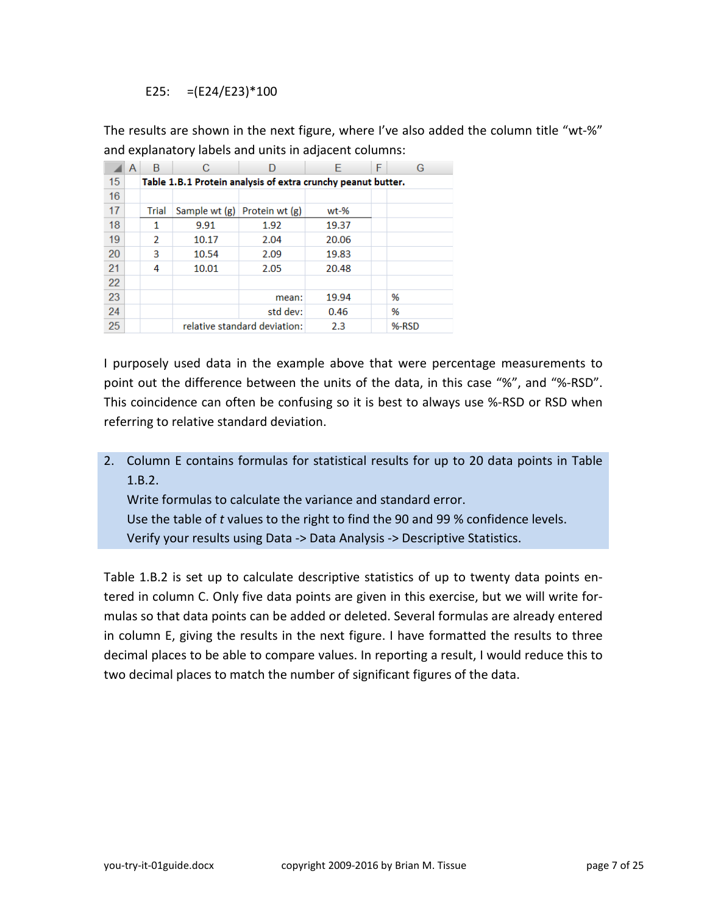E25: =(E24/E23)*100

The results are shown in the next figure, where I've also added the column title "wt-%" and explanatory labels and units in adjacent columns:

| | A | B | C | D | E | F | G |
|---|---|---|---|---|---|---|---|
| 15 | | **Table 1.B.1 Protein analysis of extra crunchy peanut butter.** | | | | | |
| 16 | | | | | | | |
| 17 | | Trial | Sample wt (g) | Protein wt (g) | wt-% | | |
| 18 | | 1 | 9.91 | 1.92 | 19.37 | | |
| 19 | | 2 | 10.17 | 2.04 | 20.06 | | |
| 20 | | 3 | 10.54 | 2.09 | 19.83 | | |
| 21 | | 4 | 10.01 | 2.05 | 20.48 | | |
| 22 | | | | | | | |
| 23 | | | | mean: | 19.94 | | % |
| 24 | | | | std dev: | 0.46 | | % |
| 25 | | | relative standard deviation: | | 2.3 | | %-RSD |

I purposely used data in the example above that were percentage measurements to point out the difference between the units of the data, in this case "%", and "%-RSD". This coincidence can often be confusing so it is best to always use %-RSD or RSD when referring to relative standard deviation.

2. Column E contains formulas for statistical results for up to 20 data points in Table 1.B.2.
   Write formulas to calculate the variance and standard error.
   Use the table of *t* values to the right to find the 90 and 99 % confidence levels.
   Verify your results using Data -> Data Analysis -> Descriptive Statistics.

Table 1.B.2 is set up to calculate descriptive statistics of up to twenty data points entered in column C. Only five data points are given in this exercise, but we will write formulas so that data points can be added or deleted. Several formulas are already entered in column E, giving the results in the next figure. I have formatted the results to three decimal places to be able to compare values. In reporting a result, I would reduce this to two decimal places to match the number of significant figures of the data.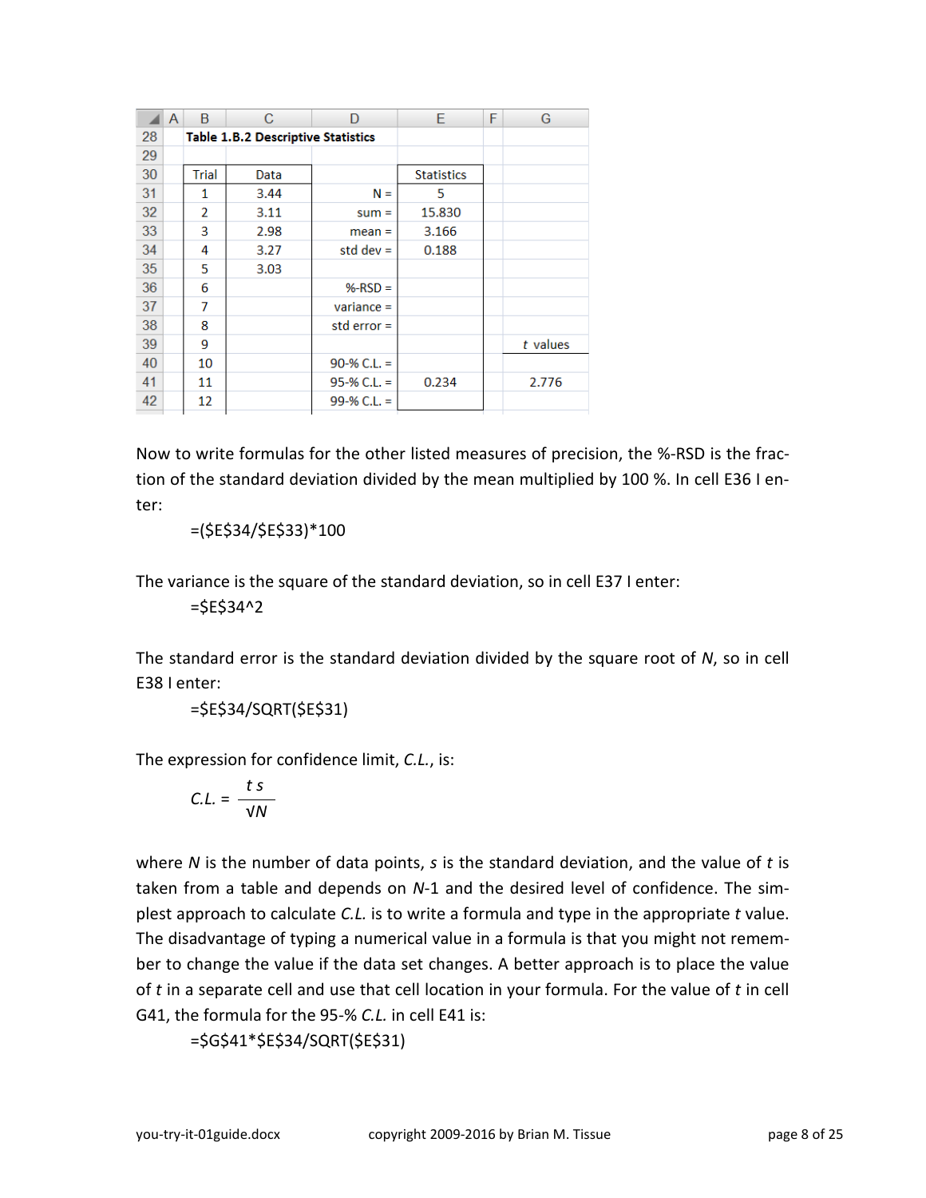|  | A | B | C | D | E | F | G |
|---|---|---|---|---|---|---|---|
| 28 |  | **Table 1.B.2 Descriptive Statistics** |  |  |  |  |  |
| 29 |  |  |  |  |  |  |  |
| 30 |  | Trial | Data |  | Statistics |  |  |
| 31 |  | 1 | 3.44 | N = | 5 |  |  |
| 32 |  | 2 | 3.11 | sum = | 15.830 |  |  |
| 33 |  | 3 | 2.98 | mean = | 3.166 |  |  |
| 34 |  | 4 | 3.27 | std dev = | 0.188 |  |  |
| 35 |  | 5 | 3.03 |  |  |  |  |
| 36 |  | 6 |  | %-RSD = |  |  |  |
| 37 |  | 7 |  | variance = |  |  |  |
| 38 |  | 8 |  | std error = |  |  |  |
| 39 |  | 9 |  |  |  |  | *t* values |
| 40 |  | 10 |  | 90-% C.L. = |  |  |  |
| 41 |  | 11 |  | 95-% C.L. = | 0.234 |  | 2.776 |
| 42 |  | 12 |  | 99-% C.L. = |  |  |  |

Now to write formulas for the other listed measures of precision, the %-RSD is the fraction of the standard deviation divided by the mean multiplied by 100 %. In cell E36 I enter:

```
=($E$34/$E$33)*100
```

The variance is the square of the standard deviation, so in cell E37 I enter:

```
=$E$34^2
```

The standard error is the standard deviation divided by the square root of *N*, so in cell E38 I enter:

```
=$E$34/SQRT($E$31)
```

The expression for confidence limit, *C.L.*, is:

$$C.L. = \frac{t\,s}{\sqrt{N}}$$

where *N* is the number of data points, *s* is the standard deviation, and the value of *t* is taken from a table and depends on *N*-1 and the desired level of confidence. The simplest approach to calculate *C.L.* is to write a formula and type in the appropriate *t* value. The disadvantage of typing a numerical value in a formula is that you might not remember to change the value if the data set changes. A better approach is to place the value of *t* in a separate cell and use that cell location in your formula. For the value of *t* in cell G41, the formula for the 95-% *C.L.* in cell E41 is:

```
=$G$41*$E$34/SQRT($E$31)
```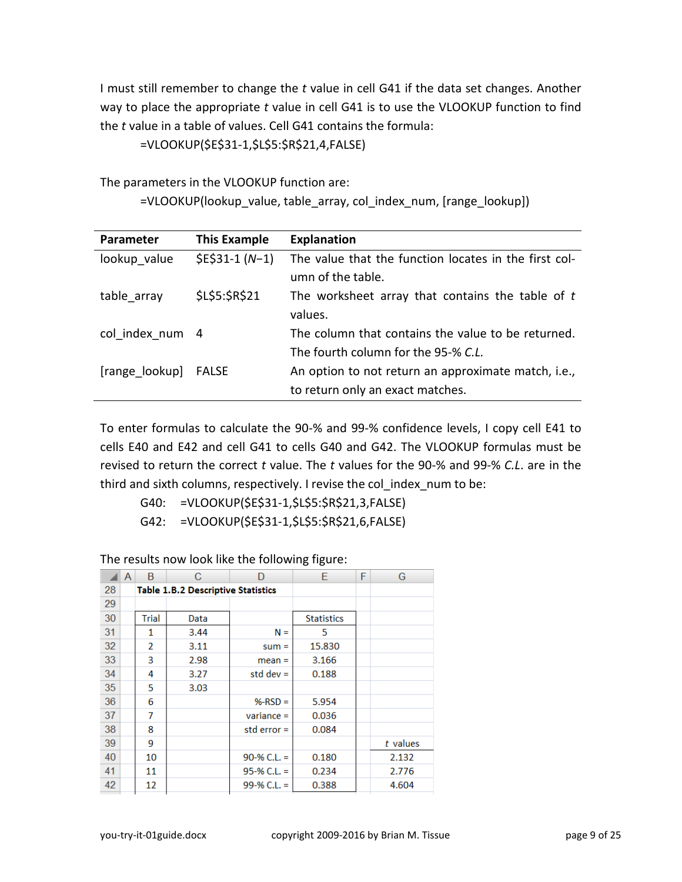I must still remember to change the *t* value in cell G41 if the data set changes. Another way to place the appropriate *t* value in cell G41 is to use the VLOOKUP function to find the *t* value in a table of values. Cell G41 contains the formula:

=VLOOKUP($E$31-1,$L$5:$R$21,4,FALSE)

The parameters in the VLOOKUP function are:

=VLOOKUP(lookup_value, table_array, col_index_num, [range_lookup])

| Parameter | This Example | Explanation |
|---|---|---|
| lookup_value | $E$31-1 (*N*−1) | The value that the function locates in the first column of the table. |
| table_array | $L$5:$R$21 | The worksheet array that contains the table of *t* values. |
| col_index_num | 4 | The column that contains the value to be returned. The fourth column for the 95-% *C.L.* |
| [range_lookup] | FALSE | An option to not return an approximate match, i.e., to return only an exact matches. |

To enter formulas to calculate the 90-% and 99-% confidence levels, I copy cell E41 to cells E40 and E42 and cell G41 to cells G40 and G42. The VLOOKUP formulas must be revised to return the correct *t* value. The *t* values for the 90-% and 99-% *C.L.* are in the third and sixth columns, respectively. I revise the col_index_num to be:

G40: =VLOOKUP($E$31-1,$L$5:$R$21,3,FALSE)
G42: =VLOOKUP($E$31-1,$L$5:$R$21,6,FALSE)

The results now look like the following figure:

| | A | B | C | D | E | F | G |
|---|---|---|---|---|---|---|---|
| 28 | | **Table 1.B.2 Descriptive Statistics** | | | | | |
| 29 | | | | | | | |
| 30 | | Trial | Data | | Statistics | | |
| 31 | | 1 | 3.44 | N = | 5 | | |
| 32 | | 2 | 3.11 | sum = | 15.830 | | |
| 33 | | 3 | 2.98 | mean = | 3.166 | | |
| 34 | | 4 | 3.27 | std dev = | 0.188 | | |
| 35 | | 5 | 3.03 | | | | |
| 36 | | 6 | | %-RSD = | 5.954 | | |
| 37 | | 7 | | variance = | 0.036 | | |
| 38 | | 8 | | std error = | 0.084 | | |
| 39 | | 9 | | | | | *t* values |
| 40 | | 10 | | 90-% C.L. = | 0.180 | | 2.132 |
| 41 | | 11 | | 95-% C.L. = | 0.234 | | 2.776 |
| 42 | | 12 | | 99-% C.L. = | 0.388 | | 4.604 |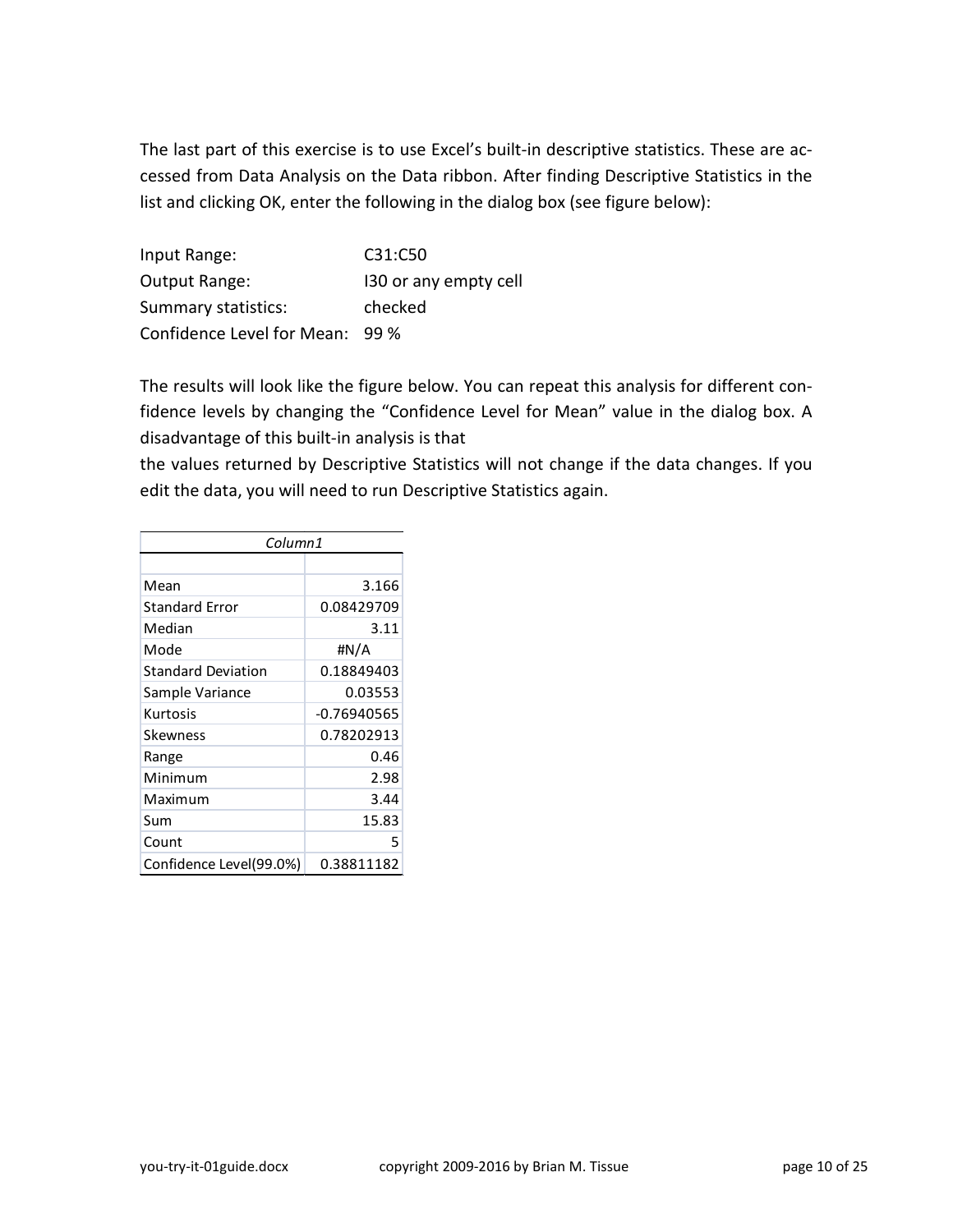The last part of this exercise is to use Excel's built-in descriptive statistics. These are accessed from Data Analysis on the Data ribbon. After finding Descriptive Statistics in the list and clicking OK, enter the following in the dialog box (see figure below):

| | |
|---|---|
| Input Range: | C31:C50 |
| Output Range: | I30 or any empty cell |
| Summary statistics: | checked |
| Confidence Level for Mean: | 99 % |

The results will look like the figure below. You can repeat this analysis for different confidence levels by changing the "Confidence Level for Mean" value in the dialog box. A disadvantage of this built-in analysis is that
the values returned by Descriptive Statistics will not change if the data changes. If you edit the data, you will need to run Descriptive Statistics again.

| *Column1* | |
|---|---|
| | |
| Mean | 3.166 |
| Standard Error | 0.08429709 |
| Median | 3.11 |
| Mode | #N/A |
| Standard Deviation | 0.18849403 |
| Sample Variance | 0.03553 |
| Kurtosis | -0.76940565 |
| Skewness | 0.78202913 |
| Range | 0.46 |
| Minimum | 2.98 |
| Maximum | 3.44 |
| Sum | 15.83 |
| Count | 5 |
| Confidence Level(99.0%) | 0.38811182 |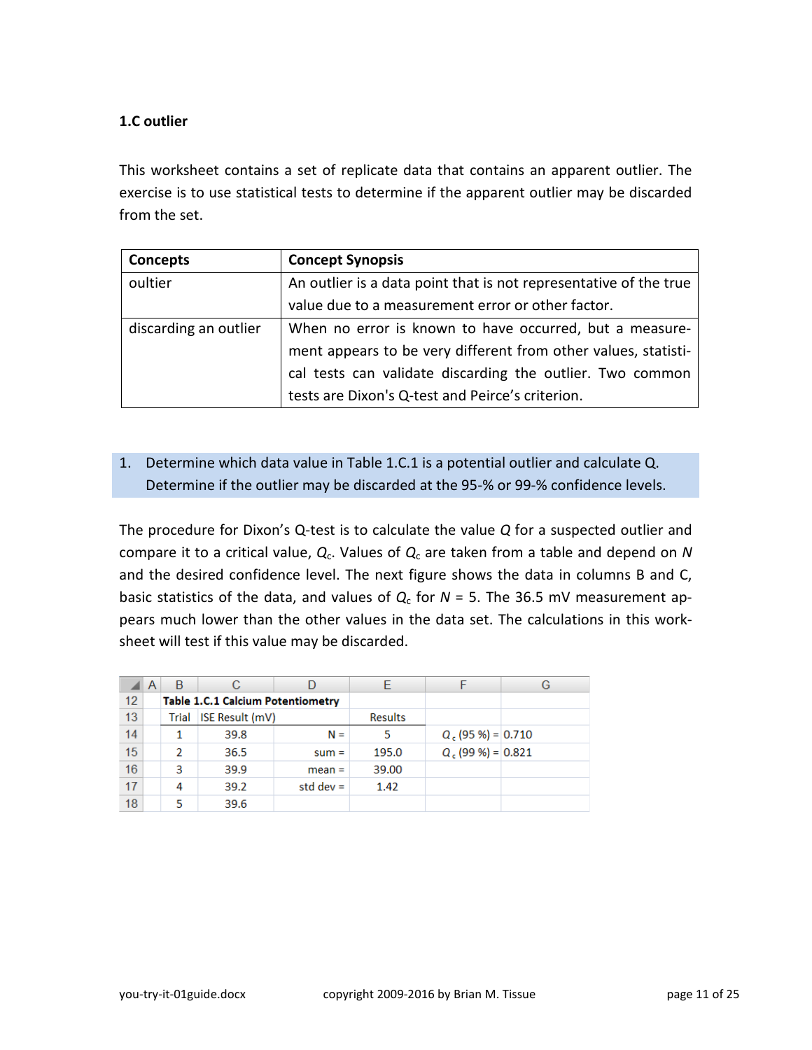**1.C outlier**

This worksheet contains a set of replicate data that contains an apparent outlier. The exercise is to use statistical tests to determine if the apparent outlier may be discarded from the set.

| Concepts | Concept Synopsis |
|---|---|
| oultier | An outlier is a data point that is not representative of the true value due to a measurement error or other factor. |
| discarding an outlier | When no error is known to have occurred, but a measurement appears to be very different from other values, statistical tests can validate discarding the outlier. Two common tests are Dixon's Q-test and Peirce's criterion. |

1. Determine which data value in Table 1.C.1 is a potential outlier and calculate Q. Determine if the outlier may be discarded at the 95-% or 99-% confidence levels.

The procedure for Dixon's Q-test is to calculate the value $Q$ for a suspected outlier and compare it to a critical value, $Q_c$. Values of $Q_c$ are taken from a table and depend on $N$ and the desired confidence level. The next figure shows the data in columns B and C, basic statistics of the data, and values of $Q_c$ for $N$ = 5. The 36.5 mV measurement appears much lower than the other values in the data set. The calculations in this worksheet will test if this value may be discarded.

| | A | B | C | D | E | F | G |
|---|---|---|---|---|---|---|---|
| 12 | | **Table 1.C.1 Calcium Potentiometry** | | | | | |
| 13 | | Trial | ISE Result (mV) | | Results | | |
| 14 | | 1 | 39.8 | N = | 5 | $Q_c$ (95 %) = | 0.710 |
| 15 | | 2 | 36.5 | sum = | 195.0 | $Q_c$ (99 %) = | 0.821 |
| 16 | | 3 | 39.9 | mean = | 39.00 | | |
| 17 | | 4 | 39.2 | std dev = | 1.42 | | |
| 18 | | 5 | 39.6 | | | | |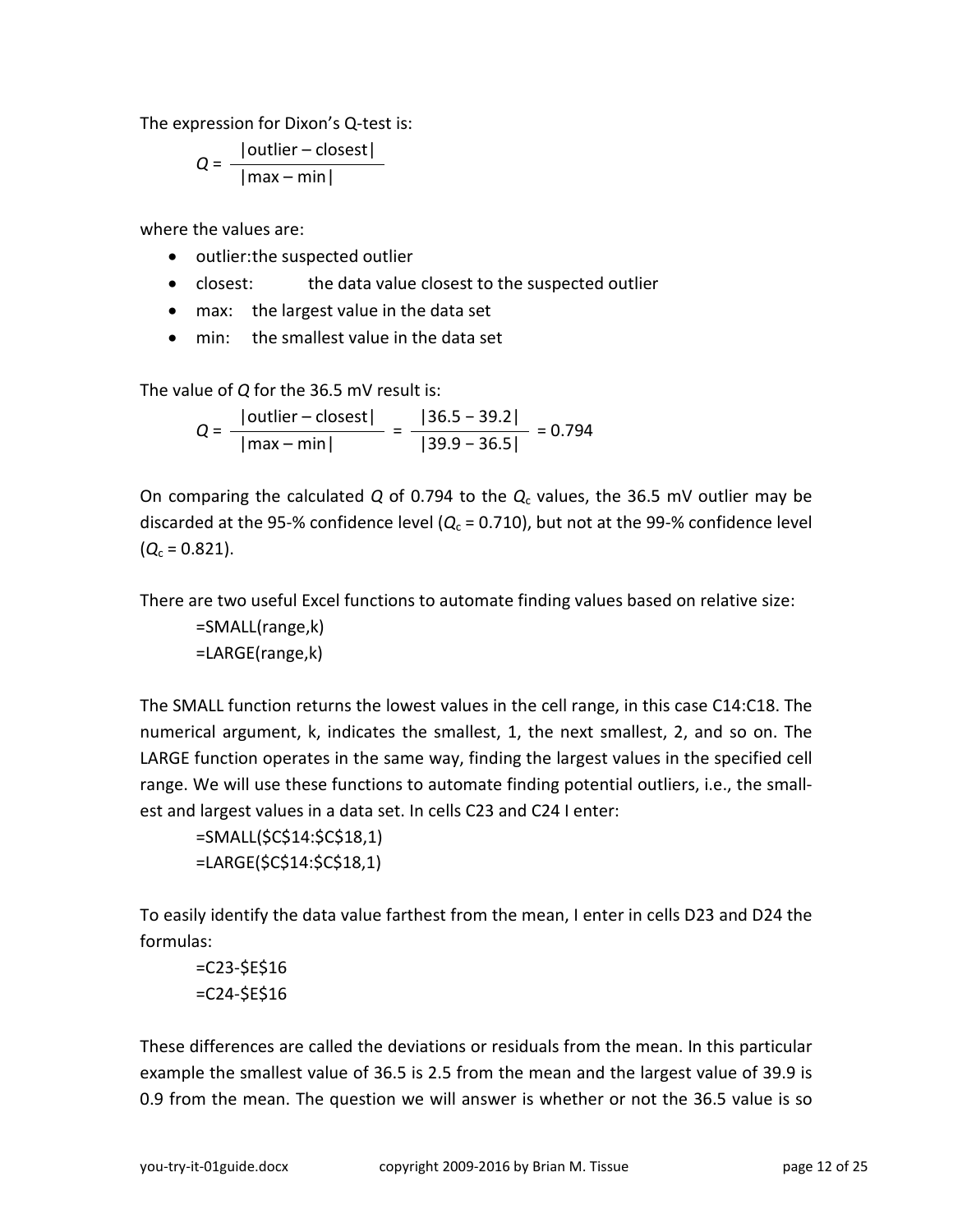The expression for Dixon's Q-test is:

$$Q = \frac{|\text{outlier} - \text{closest}|}{|\text{max} - \text{min}|}$$

where the values are:

- outlier:the suspected outlier
- closest: the data value closest to the suspected outlier
- max: the largest value in the data set
- min: the smallest value in the data set

The value of $Q$ for the 36.5 mV result is:

$$Q = \frac{|\text{outlier} - \text{closest}|}{|\text{max} - \text{min}|} = \frac{|36.5 - 39.2|}{|39.9 - 36.5|} = 0.794$$

On comparing the calculated $Q$ of 0.794 to the $Q_c$ values, the 36.5 mV outlier may be discarded at the 95-% confidence level ($Q_c$ = 0.710), but not at the 99-% confidence level ($Q_c$ = 0.821).

There are two useful Excel functions to automate finding values based on relative size:

```
=SMALL(range,k)
=LARGE(range,k)
```

The SMALL function returns the lowest values in the cell range, in this case C14:C18. The numerical argument, k, indicates the smallest, 1, the next smallest, 2, and so on. The LARGE function operates in the same way, finding the largest values in the specified cell range. We will use these functions to automate finding potential outliers, i.e., the smallest and largest values in a data set. In cells C23 and C24 I enter:

```
=SMALL($C$14:$C$18,1)
=LARGE($C$14:$C$18,1)
```

To easily identify the data value farthest from the mean, I enter in cells D23 and D24 the formulas:

```
=C23-$E$16
=C24-$E$16
```

These differences are called the deviations or residuals from the mean. In this particular example the smallest value of 36.5 is 2.5 from the mean and the largest value of 39.9 is 0.9 from the mean. The question we will answer is whether or not the 36.5 value is so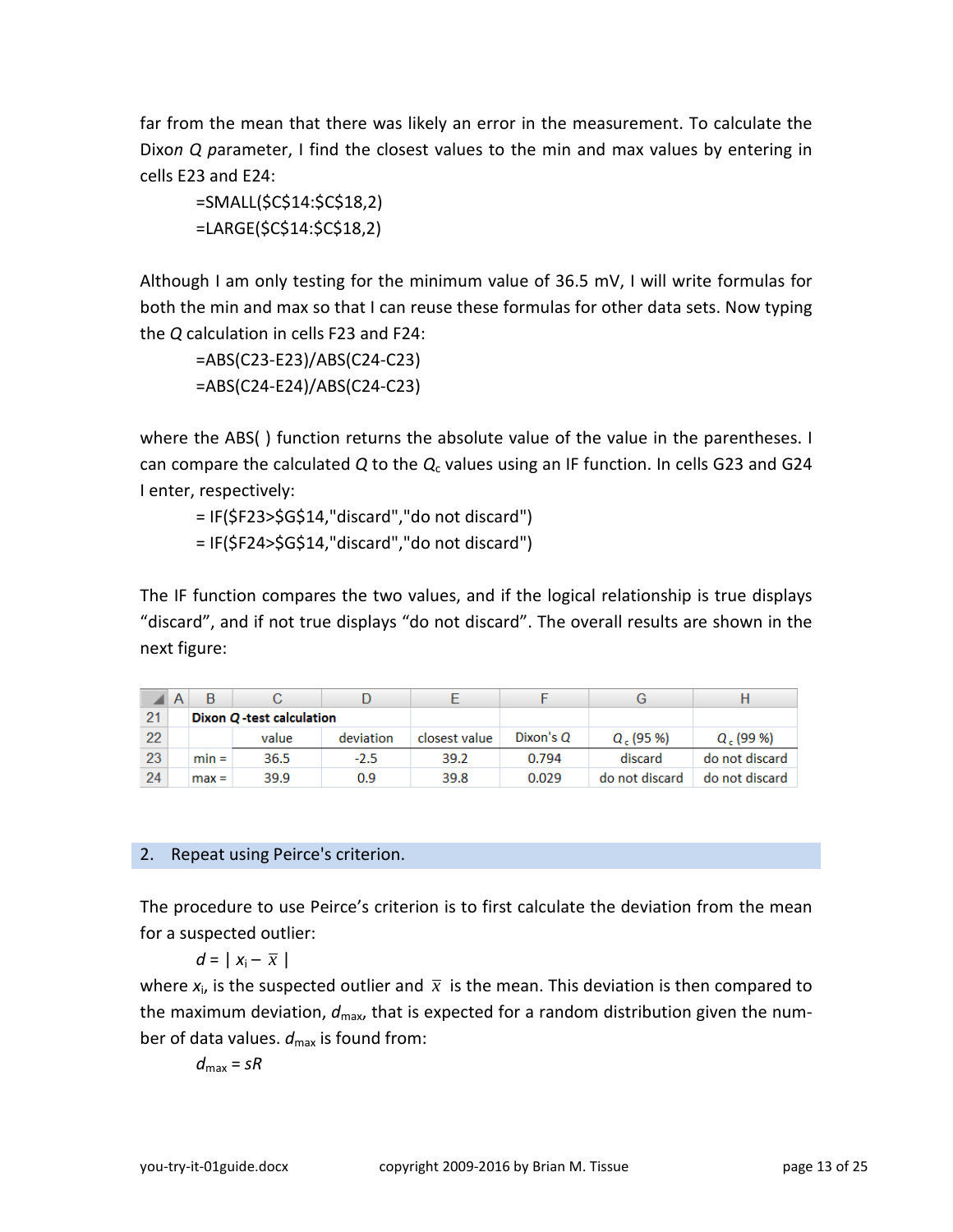far from the mean that there was likely an error in the measurement. To calculate the Dixon *Q* parameter, I find the closest values to the min and max values by entering in cells E23 and E24:

```
=SMALL($C$14:$C$18,2)
=LARGE($C$14:$C$18,2)
```

Although I am only testing for the minimum value of 36.5 mV, I will write formulas for both the min and max so that I can reuse these formulas for other data sets. Now typing the *Q* calculation in cells F23 and F24:

```
=ABS(C23-E23)/ABS(C24-C23)
=ABS(C24-E24)/ABS(C24-C23)
```

where the ABS( ) function returns the absolute value of the value in the parentheses. I can compare the calculated *Q* to the $Q_c$ values using an IF function. In cells G23 and G24 I enter, respectively:

```
= IF($F23>$G$14,"discard","do not discard")
= IF($F24>$G$14,"discard","do not discard")
```

The IF function compares the two values, and if the logical relationship is true displays "discard", and if not true displays "do not discard". The overall results are shown in the next figure:

| | A | B | C | D | E | F | G | H |
|---|---|---|---|---|---|---|---|---|
| 21 | | **Dixon *Q* -test calculation** | | | | | | |
| 22 | | | value | deviation | closest value | Dixon's *Q* | $Q_c$ (95 %) | $Q_c$ (99 %) |
| 23 | | min = | 36.5 | -2.5 | 39.2 | 0.794 | discard | do not discard |
| 24 | | max = | 39.9 | 0.9 | 39.8 | 0.029 | do not discard | do not discard |

## 2. Repeat using Peirce's criterion.

The procedure to use Peirce's criterion is to first calculate the deviation from the mean for a suspected outlier:

$$d = | x_i - \bar{x} |$$

where $x_i$, is the suspected outlier and $\bar{x}$ is the mean. This deviation is then compared to the maximum deviation, $d_{max}$, that is expected for a random distribution given the number of data values. $d_{max}$ is found from:

$$d_{max} = sR$$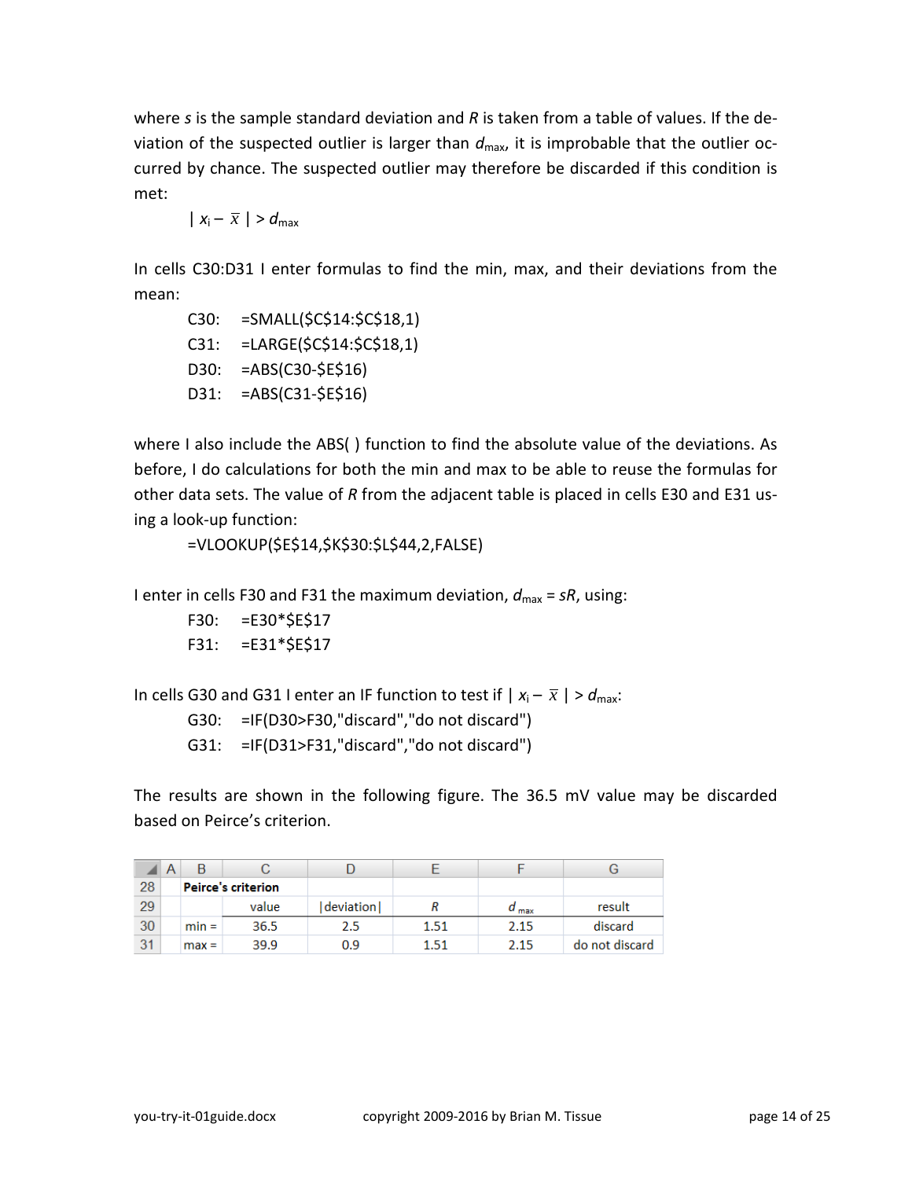where $s$ is the sample standard deviation and $R$ is taken from a table of values. If the deviation of the suspected outlier is larger than $d_{max}$, it is improbable that the outlier occurred by chance. The suspected outlier may therefore be discarded if this condition is met:

$$| x_i - \bar{x} | > d_{max}$$

In cells C30:D31 I enter formulas to find the min, max, and their deviations from the mean:

```
C30:  =SMALL($C$14:$C$18,1)
C31:  =LARGE($C$14:$C$18,1)
D30:  =ABS(C30-$E$16)
D31:  =ABS(C31-$E$16)
```

where I also include the ABS( ) function to find the absolute value of the deviations. As before, I do calculations for both the min and max to be able to reuse the formulas for other data sets. The value of $R$ from the adjacent table is placed in cells E30 and E31 using a look-up function:

```
=VLOOKUP($E$14,$K$30:$L$44,2,FALSE)
```

I enter in cells F30 and F31 the maximum deviation, $d_{max} = sR$, using:

```
F30:  =E30*$E$17
F31:  =E31*$E$17
```

In cells G30 and G31 I enter an IF function to test if $| x_i - \bar{x} | > d_{max}$:

```
G30:  =IF(D30>F30,"discard","do not discard")
G31:  =IF(D31>F31,"discard","do not discard")
```

The results are shown in the following figure. The 36.5 mV value may be discarded based on Peirce's criterion.

| | A | B | C | D | E | F | G |
|---|---|---|---|---|---|---|---|
| 28 | | **Peirce's criterion** | | | | | |
| 29 | | | value | \|deviation\| | *R* | $d_{max}$ | result |
| 30 | | min = | 36.5 | 2.5 | 1.51 | 2.15 | discard |
| 31 | | max = | 39.9 | 0.9 | 1.51 | 2.15 | do not discard |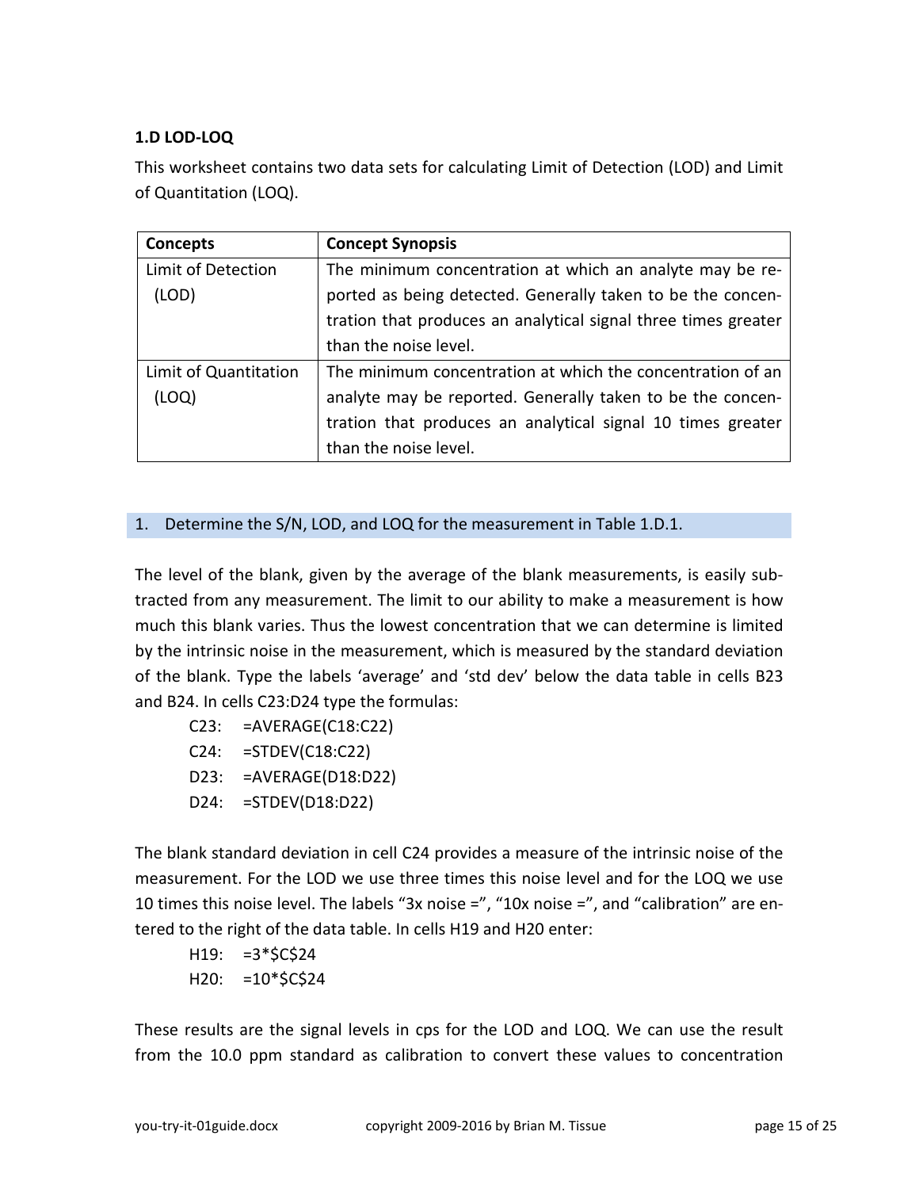### 1.D LOD-LOQ

This worksheet contains two data sets for calculating Limit of Detection (LOD) and Limit of Quantitation (LOQ).

| Concepts | Concept Synopsis |
|---|---|
| Limit of Detection (LOD) | The minimum concentration at which an analyte may be reported as being detected. Generally taken to be the concentration that produces an analytical signal three times greater than the noise level. |
| Limit of Quantitation (LOQ) | The minimum concentration at which the concentration of an analyte may be reported. Generally taken to be the concentration that produces an analytical signal 10 times greater than the noise level. |

1. Determine the S/N, LOD, and LOQ for the measurement in Table 1.D.1.

The level of the blank, given by the average of the blank measurements, is easily subtracted from any measurement. The limit to our ability to make a measurement is how much this blank varies. Thus the lowest concentration that we can determine is limited by the intrinsic noise in the measurement, which is measured by the standard deviation of the blank. Type the labels 'average' and 'std dev' below the data table in cells B23 and B24. In cells C23:D24 type the formulas:

```
C23:  =AVERAGE(C18:C22)
C24:  =STDEV(C18:C22)
D23:  =AVERAGE(D18:D22)
D24:  =STDEV(D18:D22)
```

The blank standard deviation in cell C24 provides a measure of the intrinsic noise of the measurement. For the LOD we use three times this noise level and for the LOQ we use 10 times this noise level. The labels "3x noise =", "10x noise =", and "calibration" are entered to the right of the data table. In cells H19 and H20 enter:

```
H19:  =3*$C$24
H20:  =10*$C$24
```

These results are the signal levels in cps for the LOD and LOQ. We can use the result from the 10.0 ppm standard as calibration to convert these values to concentration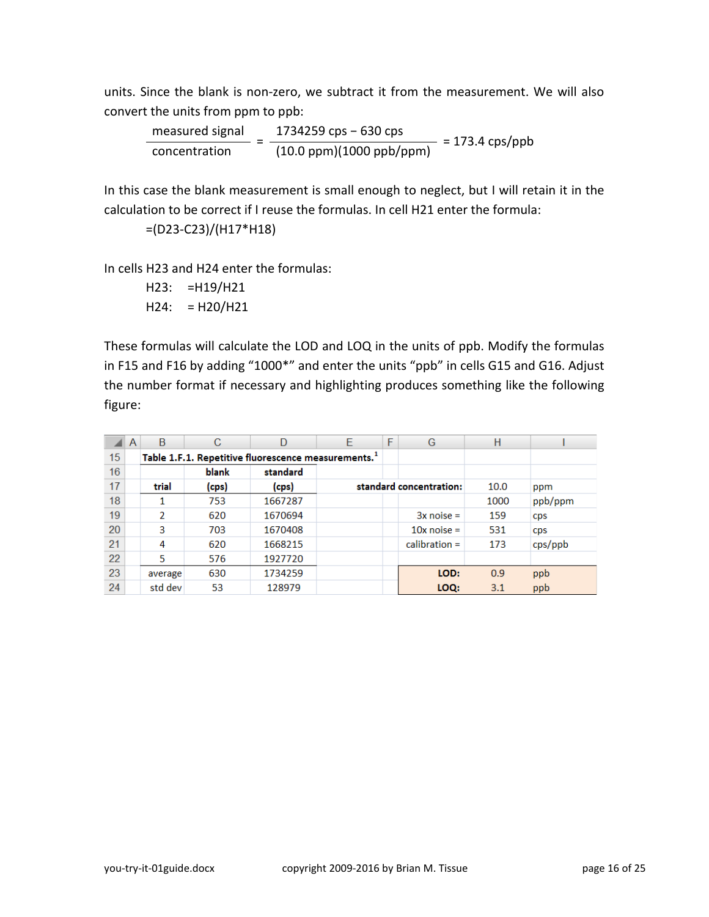units. Since the blank is non-zero, we subtract it from the measurement. We will also convert the units from ppm to ppb:

$$\frac{\text{measured signal}}{\text{concentration}} = \frac{1734259\ \text{cps} - 630\ \text{cps}}{(10.0\ \text{ppm})(1000\ \text{ppb/ppm})} = 173.4\ \text{cps/ppb}$$

In this case the blank measurement is small enough to neglect, but I will retain it in the calculation to be correct if I reuse the formulas. In cell H21 enter the formula:

```
=(D23-C23)/(H17*H18)
```

In cells H23 and H24 enter the formulas:

```
H23:  =H19/H21
H24:  = H20/H21
```

These formulas will calculate the LOD and LOQ in the units of ppb. Modify the formulas in F15 and F16 by adding "1000*" and enter the units "ppb" in cells G15 and G16. Adjust the number format if necessary and highlighting produces something like the following figure:

| | A | B | C | D | E | F | G | H | I |
|---|---|---|---|---|---|---|---|---|---|
| 15 | | **Table 1.F.1. Repetitive fluorescence measurements.**[1] | | | | | | | |
| 16 | | | **blank** | **standard** | | | | | |
| 17 | | **trial** | **(cps)** | **(cps)** | | | **standard concentration:** | 10.0 | ppm |
| 18 | | 1 | 753 | 1667287 | | | | 1000 | ppb/ppm |
| 19 | | 2 | 620 | 1670694 | | | 3x noise = | 159 | cps |
| 20 | | 3 | 703 | 1670408 | | | 10x noise = | 531 | cps |
| 21 | | 4 | 620 | 1668215 | | | calibration = | 173 | cps/ppb |
| 22 | | 5 | 576 | 1927720 | | | | | |
| 23 | | average | 630 | 1734259 | | | **LOD:** | 0.9 | ppb |
| 24 | | std dev | 53 | 128979 | | | **LOQ:** | 3.1 | ppb |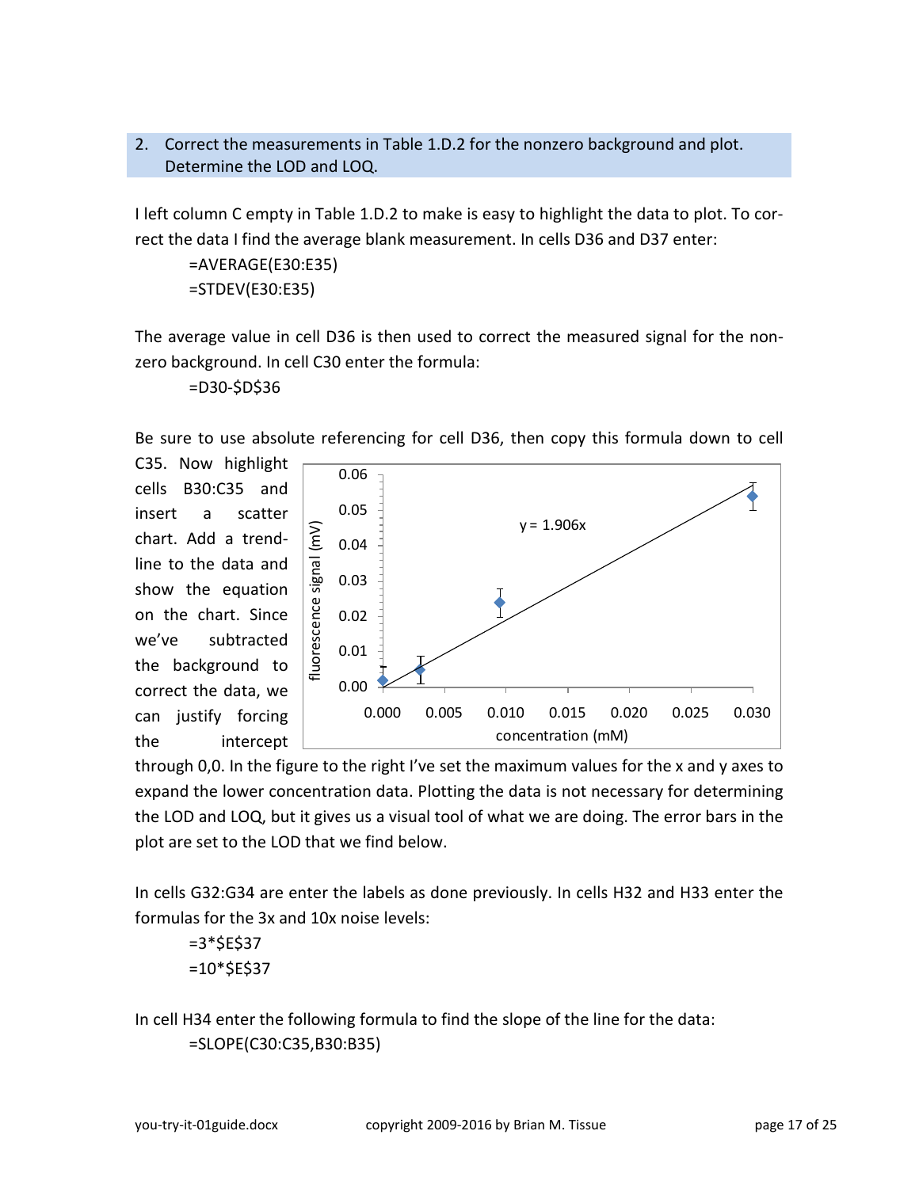2. Correct the measurements in Table 1.D.2 for the nonzero background and plot. Determine the LOD and LOQ.

I left column C empty in Table 1.D.2 to make is easy to highlight the data to plot. To correct the data I find the average blank measurement. In cells D36 and D37 enter:

```
=AVERAGE(E30:E35)
=STDEV(E30:E35)
```

The average value in cell D36 is then used to correct the measured signal for the nonzero background. In cell C30 enter the formula:

```
=D30-$D$36
```

Be sure to use absolute referencing for cell D36, then copy this formula down to cell C35. Now highlight cells B30:C35 and insert a scatter chart. Add a trendline to the data and show the equation on the chart. Since we've subtracted the background to correct the data, we can justify forcing the intercept through 0,0. In the figure to the right I've set the maximum values for the x and y axes to expand the lower concentration data. Plotting the data is not necessary for determining the LOD and LOQ, but it gives us a visual tool of what we are doing. The error bars in the plot are set to the LOD that we find below.

In cells G32:G34 are enter the labels as done previously. In cells H32 and H33 enter the formulas for the 3x and 10x noise levels:

```
=3*$E$37
=10*$E$37
```

In cell H34 enter the following formula to find the slope of the line for the data:

```
=SLOPE(C30:C35,B30:B35)
```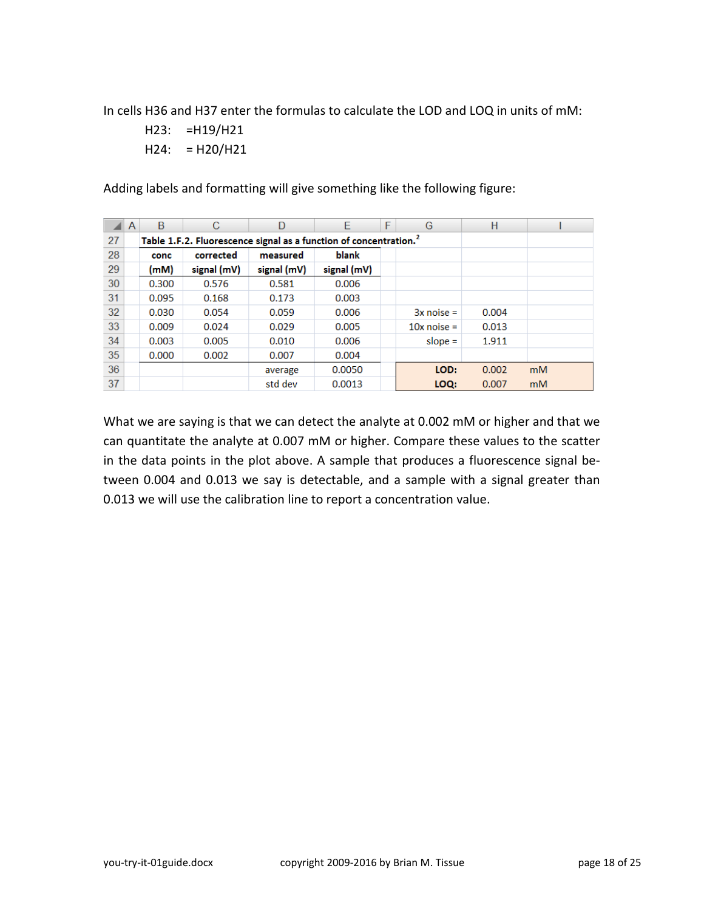In cells H36 and H37 enter the formulas to calculate the LOD and LOQ in units of mM:

H23: =H19/H21

H24: = H20/H21

Adding labels and formatting will give something like the following figure:

| | A | B | C | D | E | F | G | H | I |
|---|---|---|---|---|---|---|---|---|---|
| 27 | | Table 1.F.2. Fluorescence signal as a function of concentration.[2] | | | | | | | |
| 28 | | conc | corrected | measured | blank | | | | |
| 29 | | (mM) | signal (mV) | signal (mV) | signal (mV) | | | | |
| 30 | | 0.300 | 0.576 | 0.581 | 0.006 | | | | |
| 31 | | 0.095 | 0.168 | 0.173 | 0.003 | | | | |
| 32 | | 0.030 | 0.054 | 0.059 | 0.006 | | 3x noise = | 0.004 | |
| 33 | | 0.009 | 0.024 | 0.029 | 0.005 | | 10x noise = | 0.013 | |
| 34 | | 0.003 | 0.005 | 0.010 | 0.006 | | slope = | 1.911 | |
| 35 | | 0.000 | 0.002 | 0.007 | 0.004 | | | | |
| 36 | | | | average | 0.0050 | | **LOD:** | 0.002 | mM |
| 37 | | | | std dev | 0.0013 | | **LOQ:** | 0.007 | mM |

What we are saying is that we can detect the analyte at 0.002 mM or higher and that we can quantitate the analyte at 0.007 mM or higher. Compare these values to the scatter in the data points in the plot above. A sample that produces a fluorescence signal between 0.004 and 0.013 we say is detectable, and a sample with a signal greater than 0.013 we will use the calibration line to report a concentration value.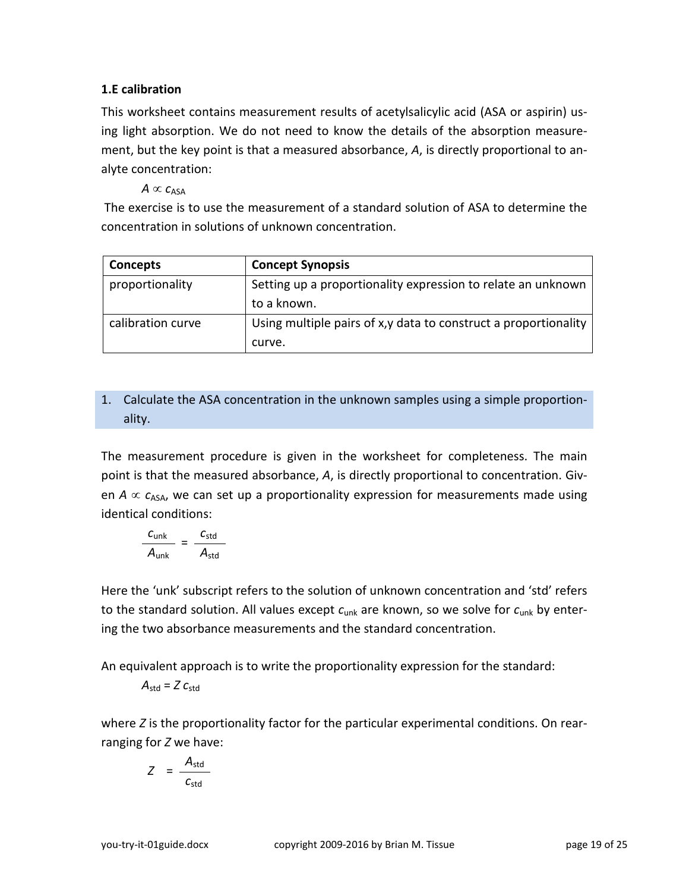### 1.E calibration

This worksheet contains measurement results of acetylsalicylic acid (ASA or aspirin) using light absorption. We do not need to know the details of the absorption measurement, but the key point is that a measured absorbance, *A*, is directly proportional to analyte concentration:

$$A \propto c_{ASA}$$

The exercise is to use the measurement of a standard solution of ASA to determine the concentration in solutions of unknown concentration.

| Concepts | Concept Synopsis |
| --- | --- |
| proportionality | Setting up a proportionality expression to relate an unknown to a known. |
| calibration curve | Using multiple pairs of x,y data to construct a proportionality curve. |

1. Calculate the ASA concentration in the unknown samples using a simple proportionality.

The measurement procedure is given in the worksheet for completeness. The main point is that the measured absorbance, *A*, is directly proportional to concentration. Given $A \propto c_{ASA}$, we can set up a proportionality expression for measurements made using identical conditions:

$$\frac{c_{unk}}{A_{unk}} = \frac{c_{std}}{A_{std}}$$

Here the 'unk' subscript refers to the solution of unknown concentration and 'std' refers to the standard solution. All values except $c_{unk}$ are known, so we solve for $c_{unk}$ by entering the two absorbance measurements and the standard concentration.

An equivalent approach is to write the proportionality expression for the standard:

$$A_{std} = Z\, c_{std}$$

where *Z* is the proportionality factor for the particular experimental conditions. On rearranging for *Z* we have:

$$Z = \frac{A_{std}}{c_{std}}$$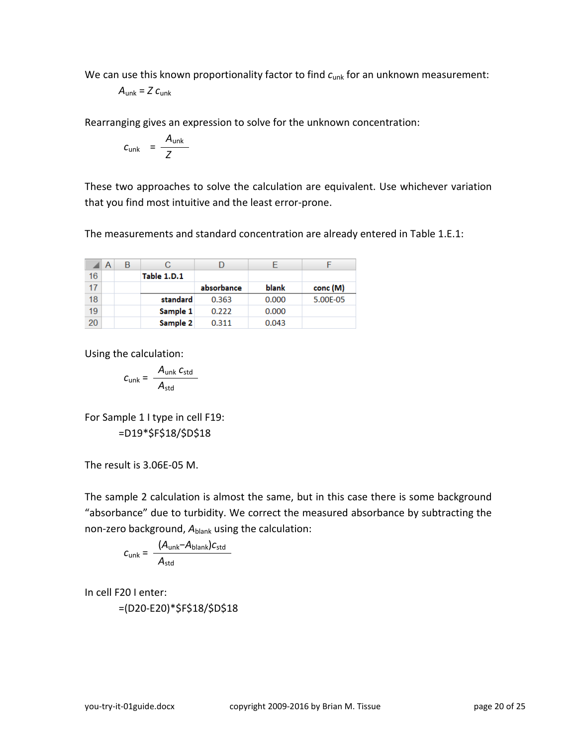We can use this known proportionality factor to find $c_{unk}$ for an unknown measurement:

$$A_{unk} = Z\, c_{unk}$$

Rearranging gives an expression to solve for the unknown concentration:

$$c_{unk} = \frac{A_{unk}}{Z}$$

These two approaches to solve the calculation are equivalent. Use whichever variation that you find most intuitive and the least error-prone.

The measurements and standard concentration are already entered in Table 1.E.1:

| | A | B | C | D | E | F |
|---|---|---|---|---|---|---|
| 16 | | | **Table 1.D.1** | | | |
| 17 | | | | **absorbance** | **blank** | **conc (M)** |
| 18 | | | **standard** | 0.363 | 0.000 | 5.00E-05 |
| 19 | | | **Sample 1** | 0.222 | 0.000 | |
| 20 | | | **Sample 2** | 0.311 | 0.043 | |

Using the calculation:

$$c_{unk} = \frac{A_{unk}\, c_{std}}{A_{std}}$$

For Sample 1 I type in cell F19:

```
=D19*$F$18/$D$18
```

The result is 3.06E-05 M.

The sample 2 calculation is almost the same, but in this case there is some background "absorbance" due to turbidity. We correct the measured absorbance by subtracting the non-zero background, $A_{blank}$ using the calculation:

$$c_{unk} = \frac{(A_{unk} - A_{blank})c_{std}}{A_{std}}$$

In cell F20 I enter:

```
=(D20-E20)*$F$18/$D$18
```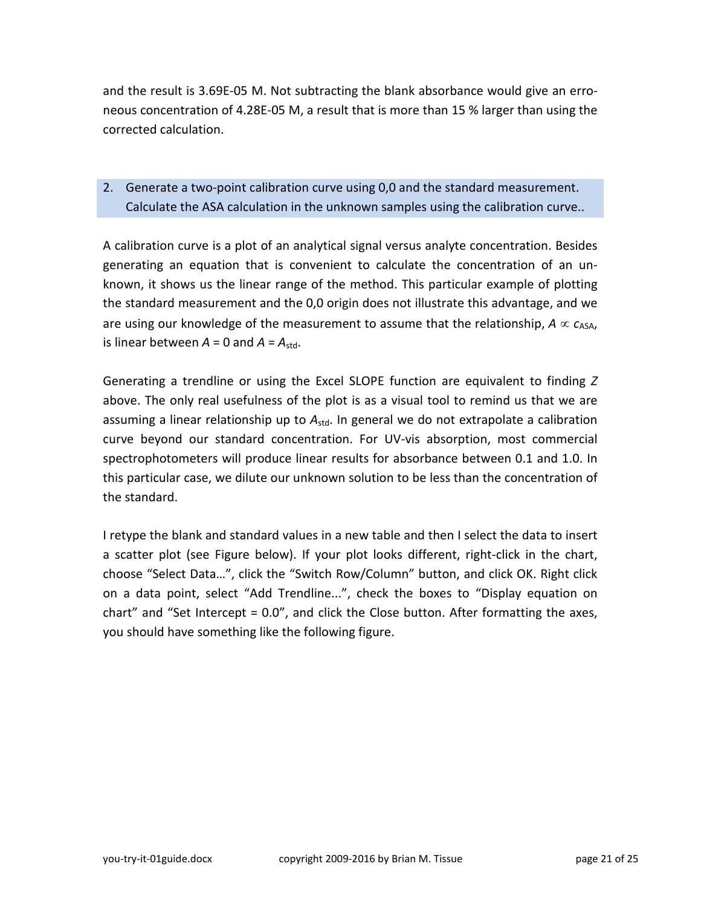and the result is 3.69E-05 M. Not subtracting the blank absorbance would give an erroneous concentration of 4.28E-05 M, a result that is more than 15 % larger than using the corrected calculation.

2. Generate a two-point calibration curve using 0,0 and the standard measurement. Calculate the ASA calculation in the unknown samples using the calibration curve..

A calibration curve is a plot of an analytical signal versus analyte concentration. Besides generating an equation that is convenient to calculate the concentration of an unknown, it shows us the linear range of the method. This particular example of plotting the standard measurement and the 0,0 origin does not illustrate this advantage, and we are using our knowledge of the measurement to assume that the relationship, $A \propto c_{ASA}$, is linear between $A = 0$ and $A = A_{std}$.

Generating a trendline or using the Excel SLOPE function are equivalent to finding $Z$ above. The only real usefulness of the plot is as a visual tool to remind us that we are assuming a linear relationship up to $A_{std}$. In general we do not extrapolate a calibration curve beyond our standard concentration. For UV-vis absorption, most commercial spectrophotometers will produce linear results for absorbance between 0.1 and 1.0. In this particular case, we dilute our unknown solution to be less than the concentration of the standard.

I retype the blank and standard values in a new table and then I select the data to insert a scatter plot (see Figure below). If your plot looks different, right-click in the chart, choose "Select Data…", click the "Switch Row/Column" button, and click OK. Right click on a data point, select "Add Trendline...", check the boxes to "Display equation on chart" and "Set Intercept = 0.0", and click the Close button. After formatting the axes, you should have something like the following figure.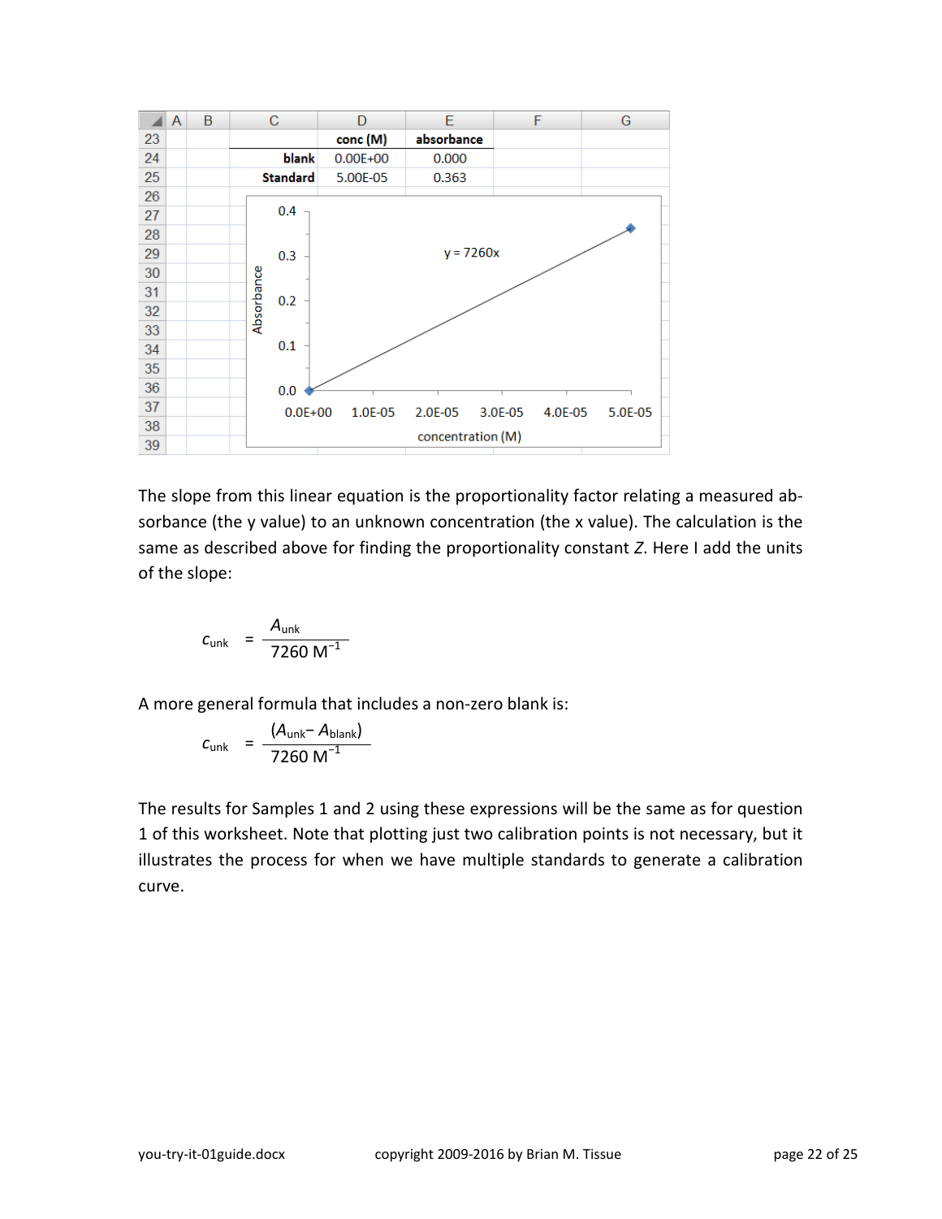| | conc (M) | absorbance |
|---|---|---|
| blank | 0.00E+00 | 0.000 |
| Standard | 5.00E-05 | 0.363 |

The slope from this linear equation is the proportionality factor relating a measured absorbance (the y value) to an unknown concentration (the x value). The calculation is the same as described above for finding the proportionality constant *Z*. Here I add the units of the slope:

$$c_{\text{unk}} = \frac{A_{\text{unk}}}{7260\ \text{M}^{-1}}$$

A more general formula that includes a non-zero blank is:

$$c_{\text{unk}} = \frac{(A_{\text{unk}} - A_{\text{blank}})}{7260\ \text{M}^{-1}}$$

The results for Samples 1 and 2 using these expressions will be the same as for question 1 of this worksheet. Note that plotting just two calibration points is not necessary, but it illustrates the process for when we have multiple standards to generate a calibration curve.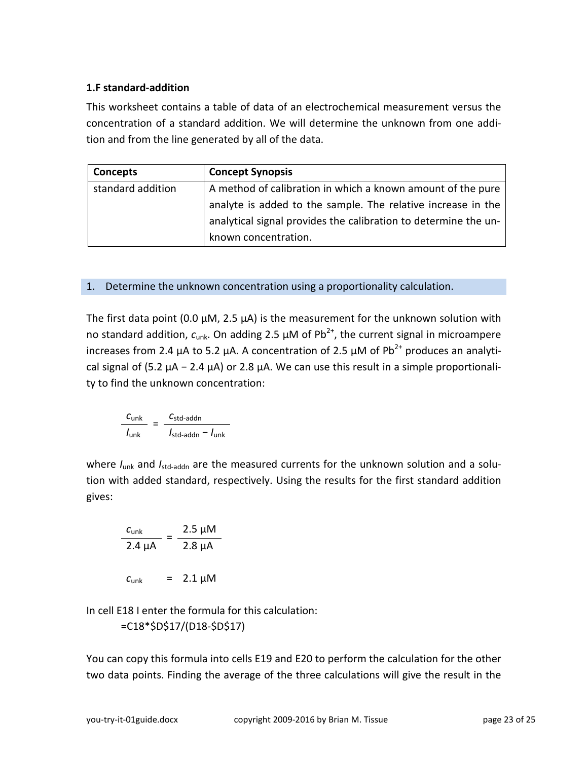### 1.F standard-addition

This worksheet contains a table of data of an electrochemical measurement versus the concentration of a standard addition. We will determine the unknown from one addition and from the line generated by all of the data.

| Concepts | Concept Synopsis |
|---|---|
| standard addition | A method of calibration in which a known amount of the pure analyte is added to the sample. The relative increase in the analytical signal provides the calibration to determine the unknown concentration. |

1. Determine the unknown concentration using a proportionality calculation.

The first data point (0.0 µM, 2.5 µA) is the measurement for the unknown solution with no standard addition, $c_{\text{unk}}$. On adding 2.5 µM of $Pb^{2+}$, the current signal in microampere increases from 2.4 µA to 5.2 µA. A concentration of 2.5 µM of $Pb^{2+}$ produces an analytical signal of (5.2 µA − 2.4 µA) or 2.8 µA. We can use this result in a simple proportionality to find the unknown concentration:

$$\frac{c_{\text{unk}}}{I_{\text{unk}}} = \frac{c_{\text{std-addn}}}{I_{\text{std-addn}} - I_{\text{unk}}}$$

where $I_{\text{unk}}$ and $I_{\text{std-addn}}$ are the measured currents for the unknown solution and a solution with added standard, respectively. Using the results for the first standard addition gives:

$$\frac{c_{\text{unk}}}{2.4\ \mu\text{A}} = \frac{2.5\ \mu\text{M}}{2.8\ \mu\text{A}}$$

$$c_{\text{unk}} = 2.1\ \mu\text{M}$$

In cell E18 I enter the formula for this calculation:

```
=C18*$D$17/(D18-$D$17)
```

You can copy this formula into cells E19 and E20 to perform the calculation for the other two data points. Finding the average of the three calculations will give the result in the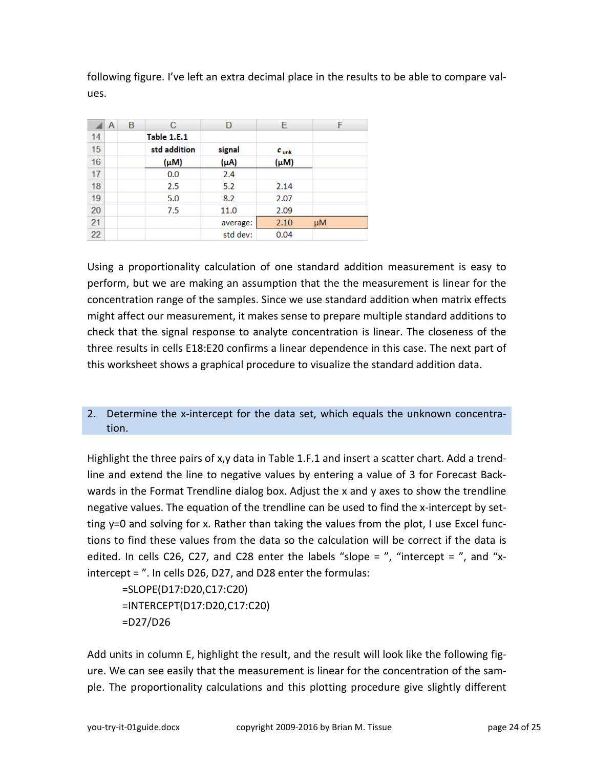following figure. I've left an extra decimal place in the results to be able to compare values.

| | A | B | C | D | E | F |
|---|---|---|---|---|---|---|
| 14 | | | **Table 1.E.1** | | | |
| 15 | | | **std addition** | **signal** | ***c*** **unk** | |
| 16 | | | **(μM)** | **(μA)** | **(μM)** | |
| 17 | | | 0.0 | 2.4 | | |
| 18 | | | 2.5 | 5.2 | 2.14 | |
| 19 | | | 5.0 | 8.2 | 2.07 | |
| 20 | | | 7.5 | 11.0 | 2.09 | |
| 21 | | | | average: | 2.10 | μM |
| 22 | | | | std dev: | 0.04 | |

Using a proportionality calculation of one standard addition measurement is easy to perform, but we are making an assumption that the the measurement is linear for the concentration range of the samples. Since we use standard addition when matrix effects might affect our measurement, it makes sense to prepare multiple standard additions to check that the signal response to analyte concentration is linear. The closeness of the three results in cells E18:E20 confirms a linear dependence in this case. The next part of this worksheet shows a graphical procedure to visualize the standard addition data.

2. Determine the x-intercept for the data set, which equals the unknown concentration.

Highlight the three pairs of x,y data in Table 1.F.1 and insert a scatter chart. Add a trendline and extend the line to negative values by entering a value of 3 for Forecast Backwards in the Format Trendline dialog box. Adjust the x and y axes to show the trendline negative values. The equation of the trendline can be used to find the x-intercept by setting y=0 and solving for x. Rather than taking the values from the plot, I use Excel functions to find these values from the data so the calculation will be correct if the data is edited. In cells C26, C27, and C28 enter the labels "slope = ", "intercept = ", and "x-intercept = ". In cells D26, D27, and D28 enter the formulas:

```
=SLOPE(D17:D20,C17:C20)
=INTERCEPT(D17:D20,C17:C20)
=D27/D26
```

Add units in column E, highlight the result, and the result will look like the following figure. We can see easily that the measurement is linear for the concentration of the sample. The proportionality calculations and this plotting procedure give slightly different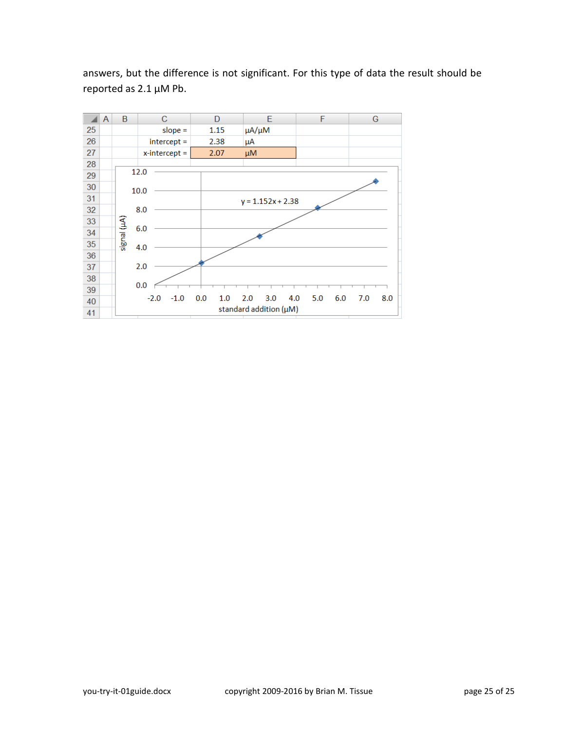answers, but the difference is not significant. For this type of data the result should be reported as 2.1 µM Pb.

| | A | B | C | D | E | F | G |
|---|---|---|---|---|---|---|---|
| 25 | | | slope = | 1.15 | µA/µM | | |
| 26 | | | intercept = | 2.38 | µA | | |
| 27 | | | x-intercept = | 2.07 | µM | | |

y = 1.152x + 2.38

signal (µA)

12.0
10.0
8.0
6.0
4.0
2.0
0.0

-2.0 -1.0 0.0 1.0 2.0 3.0 4.0 5.0 6.0 7.0 8.0

standard addition (µM)